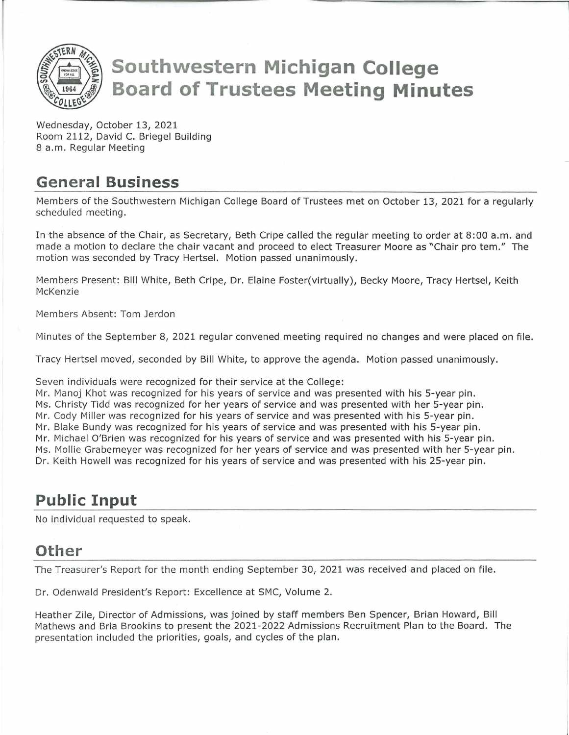# Southwestern Michigan College Board of Trustees Meeting Minutes

Wednesday, October 13, 2021
Room 2112, David C. Briegel Building
8 a.m. Regular Meeting

## General Business

Members of the Southwestern Michigan College Board of Trustees met on October 13, 2021 for a regularly scheduled meeting.

In the absence of the Chair, as Secretary, Beth Cripe called the regular meeting to order at 8:00 a.m. and made a motion to declare the chair vacant and proceed to elect Treasurer Moore as "Chair pro tem." The motion was seconded by Tracy Hertsel. Motion passed unanimously.

Members Present: Bill White, Beth Cripe, Dr. Elaine Foster(virtually), Becky Moore, Tracy Hertsel, Keith McKenzie

Members Absent: Tom Jerdon

Minutes of the September 8, 2021 regular convened meeting required no changes and were placed on file.

Tracy Hertsel moved, seconded by Bill White, to approve the agenda. Motion passed unanimously.

Seven individuals were recognized for their service at the College:
Mr. Manoj Khot was recognized for his years of service and was presented with his 5-year pin.
Ms. Christy Tidd was recognized for her years of service and was presented with her 5-year pin.
Mr. Cody Miller was recognized for his years of service and was presented with his 5-year pin.
Mr. Blake Bundy was recognized for his years of service and was presented with his 5-year pin.
Mr. Michael O'Brien was recognized for his years of service and was presented with his 5-year pin.
Ms. Mollie Grabemeyer was recognized for her years of service and was presented with her 5-year pin.
Dr. Keith Howell was recognized for his years of service and was presented with his 25-year pin.

## Public Input

No individual requested to speak.

## Other

The Treasurer's Report for the month ending September 30, 2021 was received and placed on file.

Dr. Odenwald President's Report: Excellence at SMC, Volume 2.

Heather Zile, Director of Admissions, was joined by staff members Ben Spencer, Brian Howard, Bill Mathews and Bria Brookins to present the 2021-2022 Admissions Recruitment Plan to the Board. The presentation included the priorities, goals, and cycles of the plan.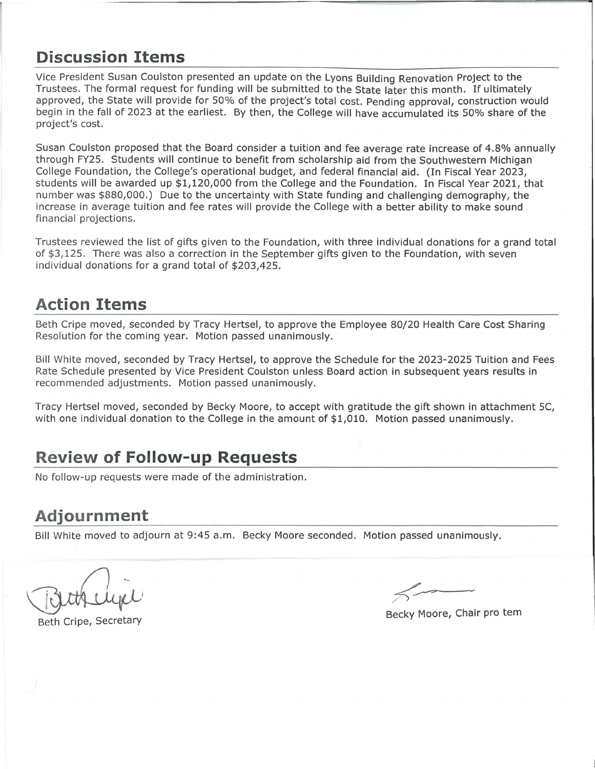## Discussion Items

Vice President Susan Coulston presented an update on the Lyons Building Renovation Project to the Trustees. The formal request for funding will be submitted to the State later this month. If ultimately approved, the State will provide for 50% of the project's total cost. Pending approval, construction would begin in the fall of 2023 at the earliest. By then, the College will have accumulated its 50% share of the project's cost.

Susan Coulston proposed that the Board consider a tuition and fee average rate increase of 4.8% annually through FY25. Students will continue to benefit from scholarship aid from the Southwestern Michigan College Foundation, the College's operational budget, and federal financial aid. (In Fiscal Year 2023, students will be awarded up $1,120,000 from the College and the Foundation. In Fiscal Year 2021, that number was $880,000.) Due to the uncertainty with State funding and challenging demography, the increase in average tuition and fee rates will provide the College with a better ability to make sound financial projections.

Trustees reviewed the list of gifts given to the Foundation, with three individual donations for a grand total of $3,125. There was also a correction in the September gifts given to the Foundation, with seven individual donations for a grand total of $203,425.

## Action Items

Beth Cripe moved, seconded by Tracy Hertsel, to approve the Employee 80/20 Health Care Cost Sharing Resolution for the coming year. Motion passed unanimously.

Bill White moved, seconded by Tracy Hertsel, to approve the Schedule for the 2023-2025 Tuition and Fees Rate Schedule presented by Vice President Coulston unless Board action in subsequent years results in recommended adjustments. Motion passed unanimously.

Tracy Hertsel moved, seconded by Becky Moore, to accept with gratitude the gift shown in attachment 5C, with one individual donation to the College in the amount of $1,010. Motion passed unanimously.

## Review of Follow-up Requests

No follow-up requests were made of the administration.

## Adjournment

Bill White moved to adjourn at 9:45 a.m. Becky Moore seconded. Motion passed unanimously.

Beth Cripe, Secretary

Becky Moore, Chair pro tem